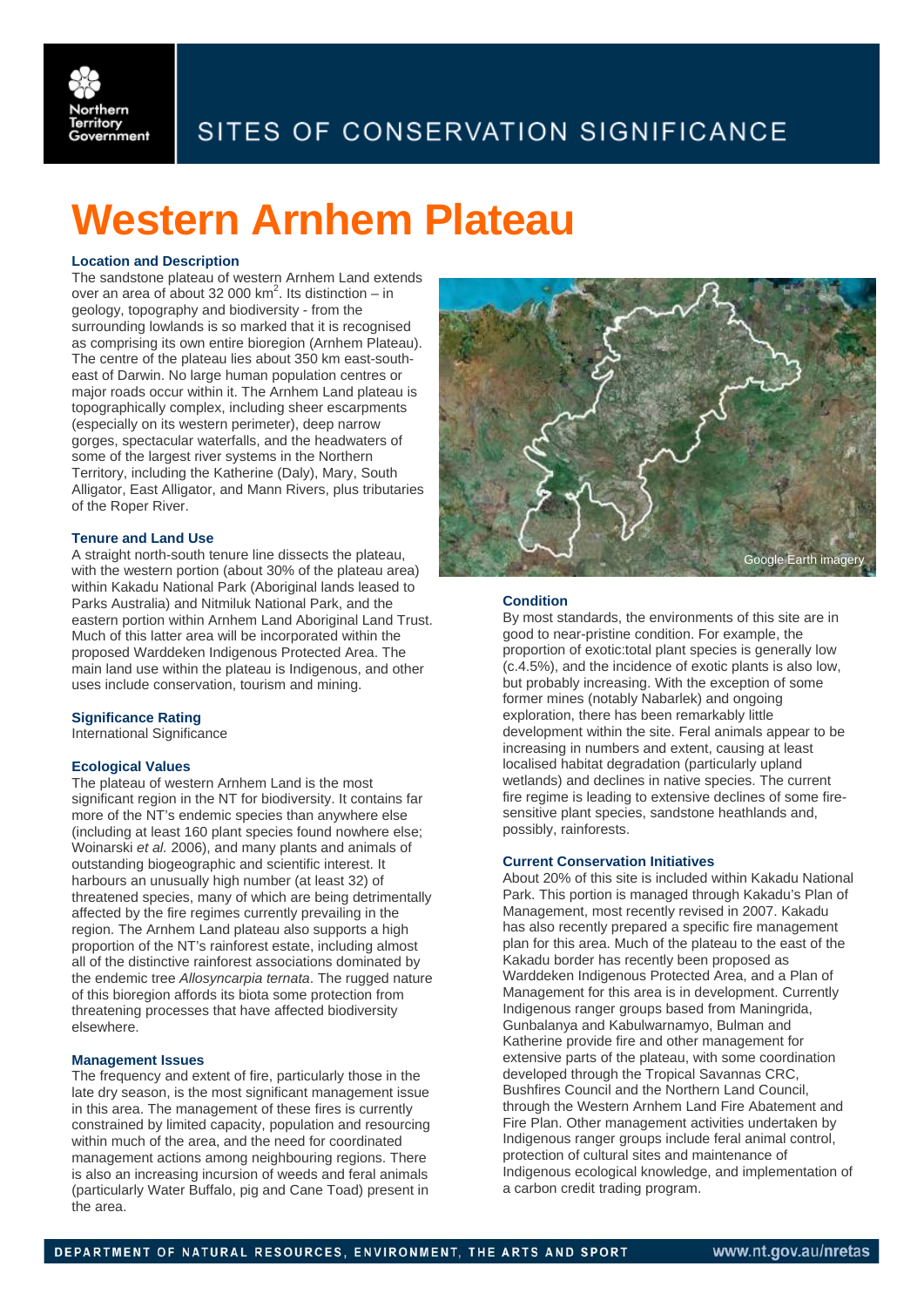SITES OF CONSERVATION SIGNIFICANCE

# Western Arnhem Plateau

### Location and Description

The sandstone plateau of western Arnhem Land extends over an area of about 32 000 km$^2$. Its distinction – in geology, topography and biodiversity - from the surrounding lowlands is so marked that it is recognised as comprising its own entire bioregion (Arnhem Plateau). The centre of the plateau lies about 350 km east-south-east of Darwin. No large human population centres or major roads occur within it. The Arnhem Land plateau is topographically complex, including sheer escarpments (especially on its western perimeter), deep narrow gorges, spectacular waterfalls, and the headwaters of some of the largest river systems in the Northern Territory, including the Katherine (Daly), Mary, South Alligator, East Alligator, and Mann Rivers, plus tributaries of the Roper River.

### Tenure and Land Use

A straight north-south tenure line dissects the plateau, with the western portion (about 30% of the plateau area) within Kakadu National Park (Aboriginal lands leased to Parks Australia) and Nitmiluk National Park, and the eastern portion within Arnhem Land Aboriginal Land Trust. Much of this latter area will be incorporated within the proposed Warddeken Indigenous Protected Area. The main land use within the plateau is Indigenous, and other uses include conservation, tourism and mining.

### Significance Rating

International Significance

### Ecological Values

The plateau of western Arnhem Land is the most significant region in the NT for biodiversity. It contains far more of the NT's endemic species than anywhere else (including at least 160 plant species found nowhere else; Woinarski *et al.* 2006), and many plants and animals of outstanding biogeographic and scientific interest. It harbours an unusually high number (at least 32) of threatened species, many of which are being detrimentally affected by the fire regimes currently prevailing in the region. The Arnhem Land plateau also supports a high proportion of the NT's rainforest estate, including almost all of the distinctive rainforest associations dominated by the endemic tree *Allosyncarpia ternata*. The rugged nature of this bioregion affords its biota some protection from threatening processes that have affected biodiversity elsewhere.

### Management Issues

The frequency and extent of fire, particularly those in the late dry season, is the most significant management issue in this area. The management of these fires is currently constrained by limited capacity, population and resourcing within much of the area, and the need for coordinated management actions among neighbouring regions. There is also an increasing incursion of weeds and feral animals (particularly Water Buffalo, pig and Cane Toad) present in the area.

Google Earth imagery

### Condition

By most standards, the environments of this site are in good to near-pristine condition. For example, the proportion of exotic:total plant species is generally low (c.4.5%), and the incidence of exotic plants is also low, but probably increasing. With the exception of some former mines (notably Nabarlek) and ongoing exploration, there has been remarkably little development within the site. Feral animals appear to be increasing in numbers and extent, causing at least localised habitat degradation (particularly upland wetlands) and declines in native species. The current fire regime is leading to extensive declines of some fire-sensitive plant species, sandstone heathlands and, possibly, rainforests.

### Current Conservation Initiatives

About 20% of this site is included within Kakadu National Park. This portion is managed through Kakadu's Plan of Management, most recently revised in 2007. Kakadu has also recently prepared a specific fire management plan for this area. Much of the plateau to the east of the Kakadu border has recently been proposed as Warddeken Indigenous Protected Area, and a Plan of Management for this area is in development. Currently Indigenous ranger groups based from Maningrida, Gunbalanya and Kabulwarnamyo, Bulman and Katherine provide fire and other management for extensive parts of the plateau, with some coordination developed through the Tropical Savannas CRC, Bushfires Council and the Northern Land Council, through the Western Arnhem Land Fire Abatement and Fire Plan. Other management activities undertaken by Indigenous ranger groups include feral animal control, protection of cultural sites and maintenance of Indigenous ecological knowledge, and implementation of a carbon credit trading program.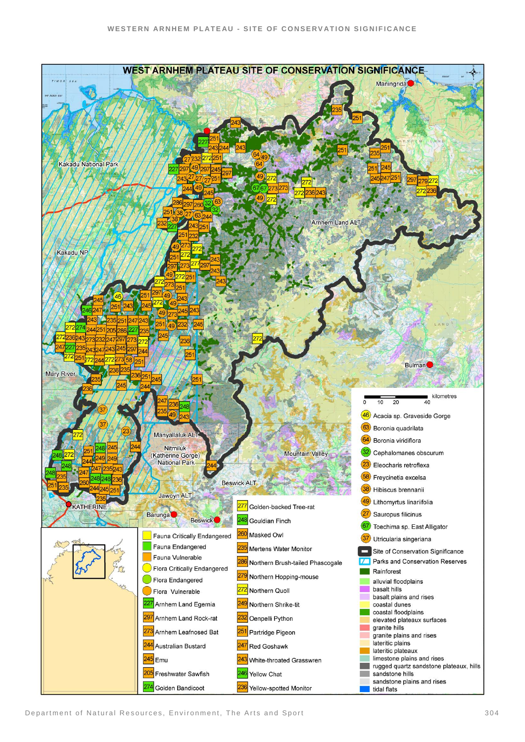# WEST ARNHEM PLATEAU SITE OF CONSERVATION SIGNIFICANCE

Maningrida, Kakadu National Park, Kakadu NP, Arnhem Land ALT, Mary River, Bulman, Manyallaluk ALT, Nitmiluk (Katherine Gorge) National Park, Mountain Valley, Beswick ALT, Jawoyn ALT, KATHERINE, Barunga, Beswick

kilometres: 0, 10, 20, 40

**Legend**

- Fauna Critically Endangered
- Fauna Endangered
- Fauna Vulnerable
- Flora Critically Endangered
- Flora Endangered
- Flora Vulnerable

| Code | Species |
| --- | --- |
| 227 | Arnhem Land Egernia |
| 297 | Arnhem Land Rock-rat |
| 273 | Arnhem Leafnosed Bat |
| 244 | Australian Bustard |
| 245 | Emu |
| 205 | Freshwater Sawfish |
| 274 | Golden Bandicoot |
| 277 | Golden-backed Tree-rat |
| 248 | Gouldian Finch |
| 260 | Masked Owl |
| 235 | Mertens Water Monitor |
| 286 | Northern Brush-tailed Phascogale |
| 279 | Northern Hopping-mouse |
| 272 | Northern Quoll |
| 249 | Northern Shrike-tit |
| 232 | Oenpelli Python |
| 251 | Partridge Pigeon |
| 247 | Red Goshawk |
| 243 | White-throated Grasswren |
| 246 | Yellow Chat |
| 236 | Yellow-spotted Monitor |
| 46 | Acacia sp. Graveside Gorge |
| 63 | Boronia quadrilata |
| 64 | Boronia viridiflora |
| 32 | Cephalomanes obscurum |
| 23 | Eleocharis retroflexa |
| 58 | Freycinetia excelsa |
| 38 | Hibiscus brennanii |
| 49 | Lithomyrtus linariifolia |
| 27 | Sauropus filicinus |
| 67 | Toechima sp. East Alligator |
| 37 | Utricularia singeriana |

- Site of Conservation Significance
- Parks and Conservation Reserves
- Rainforest
- alluvial floodplains
- basalt hills
- basalt plains and rises
- coastal dunes
- coastal floodplains
- elevated plateaux surfaces
- granite hills
- granite plains and rises
- lateritic plains
- lateritic plateaux
- limestone plains and rises
- rugged quartz sandstone plateaux, hills
- sandstone hills
- sandstone plains and rises
- tidal flats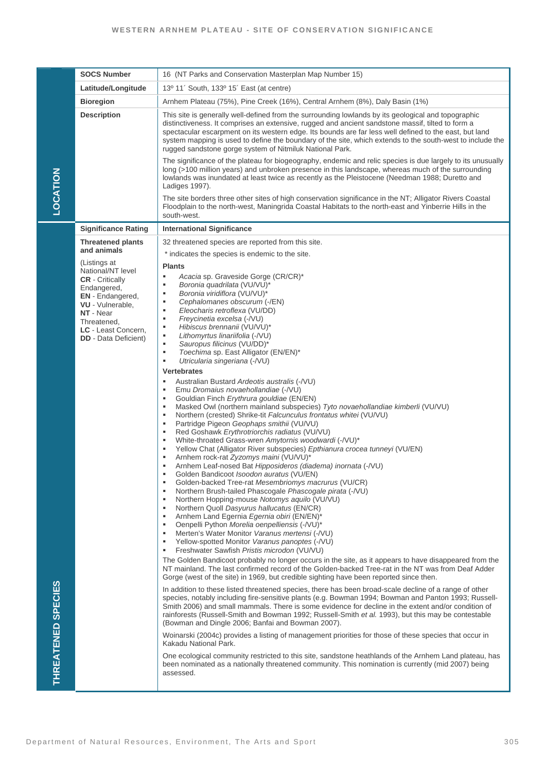## LOCATION

| | |
|---|---|
| **SOCS Number** | 16 (NT Parks and Conservation Masterplan Map Number 15) |
| **Latitude/Longitude** | 13º 11´ South, 133º 15´ East (at centre) |
| **Bioregion** | Arnhem Plateau (75%), Pine Creek (16%), Central Arnhem (8%), Daly Basin (1%) |
| **Description** | This site is generally well-defined from the surrounding lowlands by its geological and topographic distinctiveness. It comprises an extensive, rugged and ancient sandstone massif, tilted to form a spectacular escarpment on its western edge. Its bounds are far less well defined to the east, but land system mapping is used to define the boundary of the site, which extends to the south-west to include the rugged sandstone gorge system of Nitmiluk National Park.<br><br>The significance of the plateau for biogeography, endemic and relic species is due largely to its unusually long (>100 million years) and unbroken presence in this landscape, whereas much of the surrounding lowlands was inundated at least twice as recently as the Pleistocene (Needman 1988; Duretto and Ladiges 1997).<br><br>The site borders three other sites of high conservation significance in the NT; Alligator Rivers Coastal Floodplain to the north-west, Maningrida Coastal Habitats to the north-east and Yinberrie Hills in the south-west. |

## THREATENED SPECIES

**Significance Rating:** **International Significance**

**Threatened plants and animals**

(Listings at National/NT level
**CR** - Critically Endangered,
**EN** - Endangered,
**VU** - Vulnerable,
**NT** - Near Threatened,
**LC** - Least Concern,
**DD** - Data Deficient)

32 threatened species are reported from this site.

\* indicates the species is endemic to the site.

**Plants**

- *Acacia* sp. Graveside Gorge (CR/CR)*
- *Boronia quadrilata* (VU/VU)*
- *Boronia viridiflora* (VU/VU)*
- *Cephalomanes obscurum* (-/EN)
- *Eleocharis retroflexa* (VU/DD)
- *Freycinetia excelsa* (-/VU)
- *Hibiscus brennanii* (VU/VU)*
- *Lithomyrtus linariifolia* (-/VU)
- *Sauropus filicinus* (VU/DD)*
- *Toechima* sp. East Alligator (EN/EN)*
- *Utricularia singeriana* (-/VU)

**Vertebrates**

- Australian Bustard *Ardeotis australis* (-/VU)
- Emu *Dromaius novaehollandiae* (-/VU)
- Gouldian Finch *Erythrura gouldiae* (EN/EN)
- Masked Owl (northern mainland subspecies) *Tyto novaehollandiae kimberli* (VU/VU)
- Northern (crested) Shrike-tit *Falcunculus frontatus whitei* (VU/VU)
- Partridge Pigeon *Geophaps smithii* (VU/VU)
- Red Goshawk *Erythrotriorchis radiatus* (VU/VU)
- White-throated Grass-wren *Amytornis woodwardi* (-/VU)*
- Yellow Chat (Alligator River subspecies) *Epthianura crocea tunneyi* (VU/EN)
- Arnhem rock-rat *Zyzomys maini* (VU/VU)*
- Arnhem Leaf-nosed Bat *Hipposideros (diadema) inornata* (-/VU)
- Golden Bandicoot *Isoodon auratus* (VU/EN)
- Golden-backed Tree-rat *Mesembriomys macrurus* (VU/CR)
- Northern Brush-tailed Phascogale *Phascogale pirata* (-/VU)
- Northern Hopping-mouse *Notomys aquilo* (VU/VU)
- Northern Quoll *Dasyurus hallucatus* (EN/CR)
- Arnhem Land Egernia *Egernia obiri* (EN/EN)*
- Oenpelli Python *Morelia oenpelliensis* (-/VU)*
- Merten's Water Monitor *Varanus mertensi* (-/VU)
- Yellow-spotted Monitor *Varanus panoptes* (-/VU)
- Freshwater Sawfish *Pristis microdon* (VU/VU)

The Golden Bandicoot probably no longer occurs in the site, as it appears to have disappeared from the NT mainland. The last confirmed record of the Golden-backed Tree-rat in the NT was from Deaf Adder Gorge (west of the site) in 1969, but credible sighting have been reported since then.

In addition to these listed threatened species, there has been broad-scale decline of a range of other species, notably including fire-sensitive plants (e.g. Bowman 1994; Bowman and Panton 1993; Russell-Smith 2006) and small mammals. There is some evidence for decline in the extent and/or condition of rainforests (Russell-Smith and Bowman 1992; Russell-Smith *et al.* 1993), but this may be contestable (Bowman and Dingle 2006; Banfai and Bowman 2007).

Woinarski (2004c) provides a listing of management priorities for those of these species that occur in Kakadu National Park.

One ecological community restricted to this site, sandstone heathlands of the Arnhem Land plateau, has been nominated as a nationally threatened community. This nomination is currently (mid 2007) being assessed.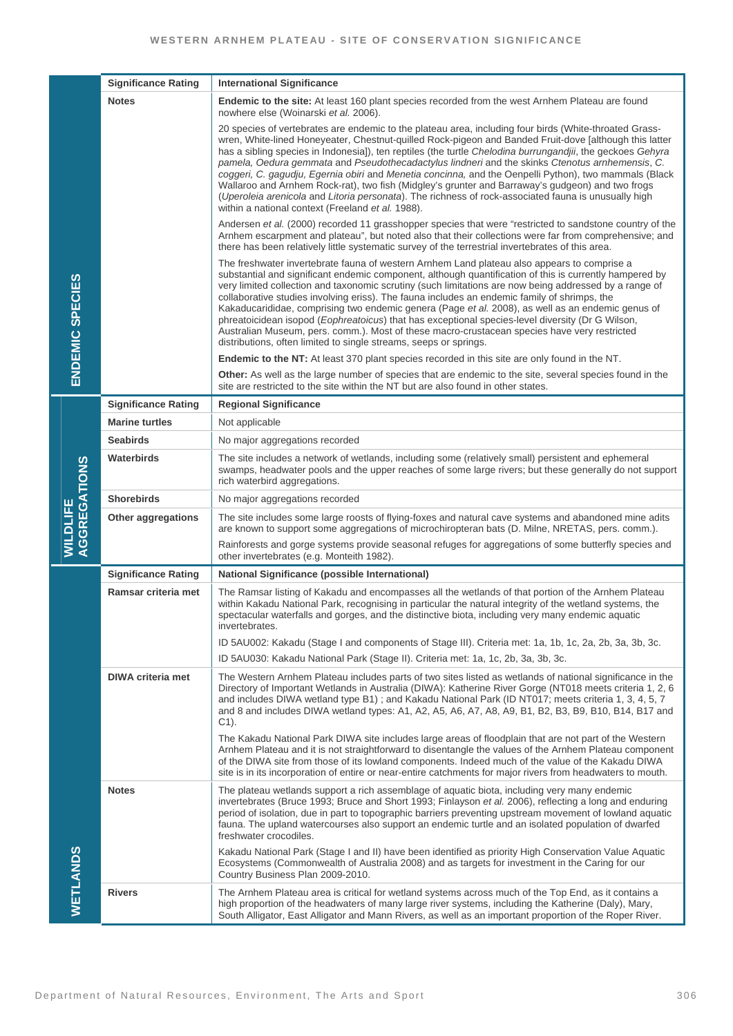| | | |
|---|---|---|
| **ENDEMIC SPECIES** | **Significance Rating** | **International Significance** |
| | **Notes** | **Endemic to the site:** At least 160 plant species recorded from the west Arnhem Plateau are found nowhere else (Woinarski *et al.* 2006).<br><br>20 species of vertebrates are endemic to the plateau area, including four birds (White-throated Grass-wren, White-lined Honeyeater, Chestnut-quilled Rock-pigeon and Banded Fruit-dove [although this latter has a sibling species in Indonesia]), ten reptiles (the turtle *Chelodina burrungandjii*, the geckoes *Gehyra pamela, Oedura gemmata* and *Pseudothecadactylus lindneri* and the skinks *Ctenotus arnhemensis*, *C. coggeri, C. gagudju, Egernia obiri* and *Menetia concinna,* and the Oenpelli Python), two mammals (Black Wallaroo and Arnhem Rock-rat), two fish (Midgley's grunter and Barraway's gudgeon) and two frogs (*Uperoleia arenicola* and *Litoria personata*). The richness of rock-associated fauna is unusually high within a national context (Freeland *et al.* 1988).<br><br>Andersen *et al.* (2000) recorded 11 grasshopper species that were "restricted to sandstone country of the Arnhem escarpment and plateau", but noted also that their collections were far from comprehensive; and there has been relatively little systematic survey of the terrestrial invertebrates of this area.<br><br>The freshwater invertebrate fauna of western Arnhem Land plateau also appears to comprise a substantial and significant endemic component, although quantification of this is currently hampered by very limited collection and taxonomic scrutiny (such limitations are now being addressed by a range of collaborative studies involving eriss). The fauna includes an endemic family of shrimps, the Kakaducarididae, comprising two endemic genera (Page *et al.* 2008), as well as an endemic genus of phreatoicidean isopod (*Eophreatoicus*) that has exceptional species-level diversity (Dr G Wilson, Australian Museum, pers. comm.). Most of these macro-crustacean species have very restricted distributions, often limited to single streams, seeps or springs.<br><br>**Endemic to the NT:** At least 370 plant species recorded in this site are only found in the NT.<br><br>**Other:** As well as the large number of species that are endemic to the site, several species found in the site are restricted to the site within the NT but are also found in other states. |
| **WILDLIFE AGGREGATIONS** | **Significance Rating** | **Regional Significance** |
| | **Marine turtles** | Not applicable |
| | **Seabirds** | No major aggregations recorded |
| | **Waterbirds** | The site includes a network of wetlands, including some (relatively small) persistent and ephemeral swamps, headwater pools and the upper reaches of some large rivers; but these generally do not support rich waterbird aggregations. |
| | **Shorebirds** | No major aggregations recorded |
| | **Other aggregations** | The site includes some large roosts of flying-foxes and natural cave systems and abandoned mine adits are known to support some aggregations of microchiropteran bats (D. Milne, NRETAS, pers. comm.).<br><br>Rainforests and gorge systems provide seasonal refuges for aggregations of some butterfly species and other invertebrates (e.g. Monteith 1982). |
| **WETLANDS** | **Significance Rating** | **National Significance (possible International)** |
| | **Ramsar criteria met** | The Ramsar listing of Kakadu and encompasses all the wetlands of that portion of the Arnhem Plateau within Kakadu National Park, recognising in particular the natural integrity of the wetland systems, the spectacular waterfalls and gorges, and the distinctive biota, including very many endemic aquatic invertebrates.<br><br>ID 5AU002: Kakadu (Stage I and components of Stage III). Criteria met: 1a, 1b, 1c, 2a, 2b, 3a, 3b, 3c.<br><br>ID 5AU030: Kakadu National Park (Stage II). Criteria met: 1a, 1c, 2b, 3a, 3b, 3c. |
| | **DIWA criteria met** | The Western Arnhem Plateau includes parts of two sites listed as wetlands of national significance in the Directory of Important Wetlands in Australia (DIWA): Katherine River Gorge (NT018 meets criteria 1, 2, 6 and includes DIWA wetland type B1) ; and Kakadu National Park (ID NT017; meets criteria 1, 3, 4, 5, 7 and 8 and includes DIWA wetland types: A1, A2, A5, A6, A7, A8, A9, B1, B2, B3, B9, B10, B14, B17 and C1).<br><br>The Kakadu National Park DIWA site includes large areas of floodplain that are not part of the Western Arnhem Plateau and it is not straightforward to disentangle the values of the Arnhem Plateau component of the DIWA site from those of its lowland components. Indeed much of the value of the Kakadu DIWA site is in its incorporation of entire or near-entire catchments for major rivers from headwaters to mouth. |
| | **Notes** | The plateau wetlands support a rich assemblage of aquatic biota, including very many endemic invertebrates (Bruce 1993; Bruce and Short 1993; Finlayson *et al.* 2006), reflecting a long and enduring period of isolation, due in part to topographic barriers preventing upstream movement of lowland aquatic fauna. The upland watercourses also support an endemic turtle and an isolated population of dwarfed freshwater crocodiles.<br><br>Kakadu National Park (Stage I and II) have been identified as priority High Conservation Value Aquatic Ecosystems (Commonwealth of Australia 2008) and as targets for investment in the Caring for our Country Business Plan 2009-2010. |
| | **Rivers** | The Arnhem Plateau area is critical for wetland systems across much of the Top End, as it contains a high proportion of the headwaters of many large river systems, including the Katherine (Daly), Mary, South Alligator, East Alligator and Mann Rivers, as well as an important proportion of the Roper River. |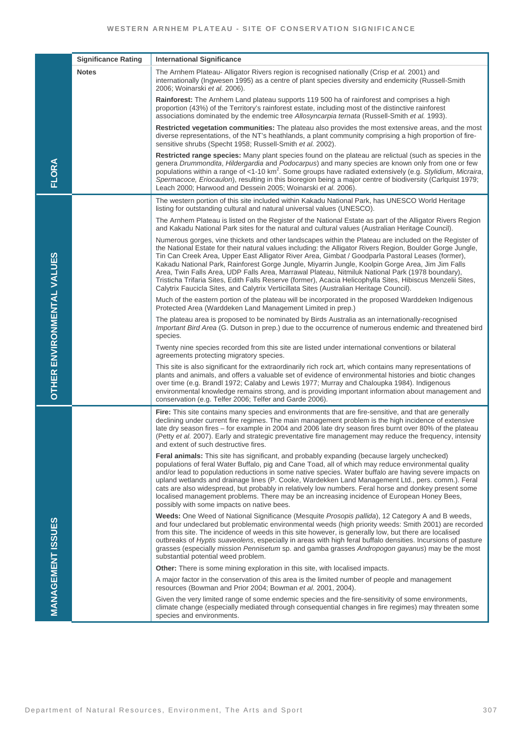| | Significance Rating | International Significance |
|---|---|---|
| **FLORA** | **Notes** | The Arnhem Plateau- Alligator Rivers region is recognised nationally (Crisp *et al.* 2001) and internationally (Ingwesen 1995) as a centre of plant species diversity and endemicity (Russell-Smith 2006; Woinarski *et al.* 2006). |
| | | **Rainforest:** The Arnhem Land plateau supports 119 500 ha of rainforest and comprises a high proportion (43%) of the Territory's rainforest estate, including most of the distinctive rainforest associations dominated by the endemic tree *Allosyncarpia ternata* (Russell-Smith *et al.* 1993). |
| | | **Restricted vegetation communities:** The plateau also provides the most extensive areas, and the most diverse representations, of the NT's heathlands, a plant community comprising a high proportion of fire-sensitive shrubs (Specht 1958; Russell-Smith *et al.* 2002). |
| | | **Restricted range species:** Many plant species found on the plateau are relictual (such as species in the genera *Drummondita*, *Hildergardia* and *Podocarpus*) and many species are known only from one or few populations within a range of <1-10 km$^2$. Some groups have radiated extensively (e.g. *Stylidium*, *Micraira*, *Spermacoce, Eriocaulon*), resulting in this bioregion being a major centre of biodiversity (Carlquist 1979; Leach 2000; Harwood and Dessein 2005; Woinarski *et al.* 2006). |
| **OTHER ENVIRONMENTAL VALUES** | | The western portion of this site included within Kakadu National Park, has UNESCO World Heritage listing for outstanding cultural and natural universal values (UNESCO). |
| | | The Arnhem Plateau is listed on the Register of the National Estate as part of the Alligator Rivers Region and Kakadu National Park sites for the natural and cultural values (Australian Heritage Council). |
| | | Numerous gorges, vine thickets and other landscapes within the Plateau are included on the Register of the National Estate for their natural values including: the Alligator Rivers Region, Boulder Gorge Jungle, Tin Can Creek Area, Upper East Alligator River Area, Gimbat / Goodparla Pastoral Leases (former), Kakadu National Park, Rainforest Gorge Jungle, Miyarrin Jungle, Koolpin Gorge Area, Jim Jim Falls Area, Twin Falls Area, UDP Falls Area, Marrawal Plateau, Nitmiluk National Park (1978 boundary), Tristicha Trifaria Sites, Edith Falls Reserve (former), Acacia Helicophylla Sites, Hibiscus Menzelii Sites, Calytrix Faucicla Sites, and Calytrix Verticillata Sites (Australian Heritage Council). |
| | | Much of the eastern portion of the plateau will be incorporated in the proposed Warddeken Indigenous Protected Area (Warddeken Land Management Limited in prep.) |
| | | The plateau area is proposed to be nominated by Birds Australia as an internationally-recognised *Important Bird Area* (G. Dutson in prep.) due to the occurrence of numerous endemic and threatened bird species. |
| | | Twenty nine species recorded from this site are listed under international conventions or bilateral agreements protecting migratory species. |
| | | This site is also significant for the extraordinarily rich rock art, which contains many representations of plants and animals, and offers a valuable set of evidence of environmental histories and biotic changes over time (e.g. Brandl 1972; Calaby and Lewis 1977; Murray and Chaloupka 1984). Indigenous environmental knowledge remains strong, and is providing important information about management and conservation (e.g. Telfer 2006; Telfer and Garde 2006). |
| **MANAGEMENT ISSUES** | | **Fire:** This site contains many species and environments that are fire-sensitive, and that are generally declining under current fire regimes. The main management problem is the high incidence of extensive late dry season fires – for example in 2004 and 2006 late dry season fires burnt over 80% of the plateau (Petty *et al.* 2007). Early and strategic preventative fire management may reduce the frequency, intensity and extent of such destructive fires. |
| | | **Feral animals:** This site has significant, and probably expanding (because largely unchecked) populations of feral Water Buffalo, pig and Cane Toad, all of which may reduce environmental quality and/or lead to population reductions in some native species. Water buffalo are having severe impacts on upland wetlands and drainage lines (P. Cooke, Wardekken Land Management Ltd., pers. comm.). Feral cats are also widespread, but probably in relatively low numbers. Feral horse and donkey present some localised management problems. There may be an increasing incidence of European Honey Bees, possibly with some impacts on native bees. |
| | | **Weeds:** One Weed of National Significance (Mesquite *Prosopis pallida*), 12 Category A and B weeds, and four undeclared but problematic environmental weeds (high priority weeds: Smith 2001) are recorded from this site. The incidence of weeds in this site however, is generally low, but there are localised outbreaks of *Hyptis suaveolens*, especially in areas with high feral buffalo densities. Incursions of pasture grasses (especially mission *Pennisetum* sp. and gamba grasses *Andropogon gayanus*) may be the most substantial potential weed problem. |
| | | **Other:** There is some mining exploration in this site, with localised impacts. |
| | | A major factor in the conservation of this area is the limited number of people and management resources (Bowman and Prior 2004; Bowman *et al.* 2001, 2004). |
| | | Given the very limited range of some endemic species and the fire-sensitivity of some environments, climate change (especially mediated through consequential changes in fire regimes) may threaten some species and environments. |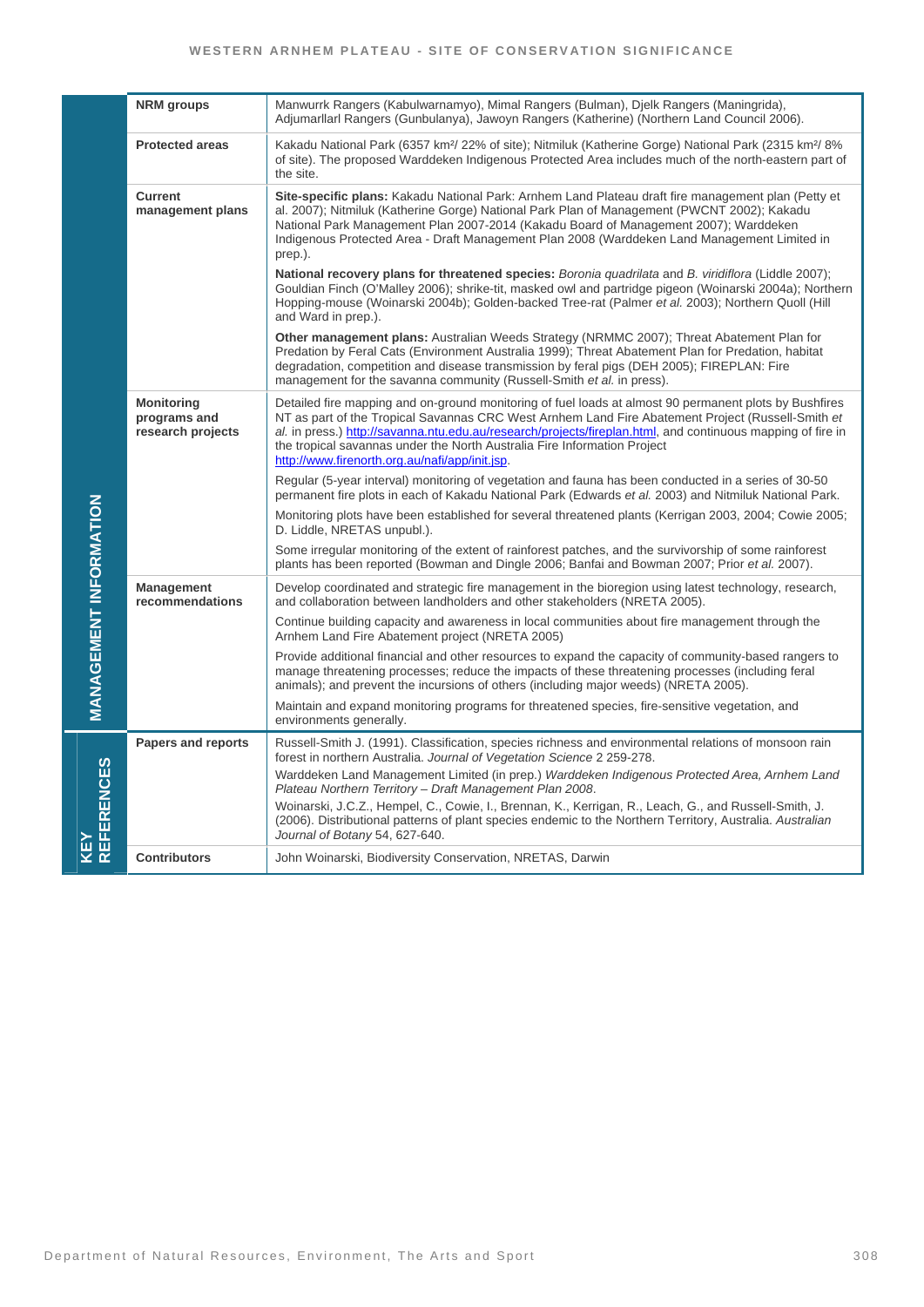| | | |
|---|---|---|
| MANAGEMENT INFORMATION | **NRM groups** | Manwurrk Rangers (Kabulwarnamyo), Mimal Rangers (Bulman), Djelk Rangers (Maningrida), Adjumarllarl Rangers (Gunbulanya), Jawoyn Rangers (Katherine) (Northern Land Council 2006). |
| | **Protected areas** | Kakadu National Park (6357 km²/ 22% of site); Nitmiluk (Katherine Gorge) National Park (2315 km²/ 8% of site). The proposed Warddeken Indigenous Protected Area includes much of the north-eastern part of the site. |
| | **Current management plans** | **Site-specific plans:** Kakadu National Park: Arnhem Land Plateau draft fire management plan (Petty et al. 2007); Nitmiluk (Katherine Gorge) National Park Plan of Management (PWCNT 2002); Kakadu National Park Management Plan 2007-2014 (Kakadu Board of Management 2007); Warddeken Indigenous Protected Area - Draft Management Plan 2008 (Warddeken Land Management Limited in prep.).<br><br>**National recovery plans for threatened species:** *Boronia quadrilata* and *B. viridiflora* (Liddle 2007); Gouldian Finch (O'Malley 2006); shrike-tit, masked owl and partridge pigeon (Woinarski 2004a); Northern Hopping-mouse (Woinarski 2004b); Golden-backed Tree-rat (Palmer *et al.* 2003); Northern Quoll (Hill and Ward in prep.).<br><br>**Other management plans:** Australian Weeds Strategy (NRMMC 2007); Threat Abatement Plan for Predation by Feral Cats (Environment Australia 1999); Threat Abatement Plan for Predation, habitat degradation, competition and disease transmission by feral pigs (DEH 2005); FIREPLAN: Fire management for the savanna community (Russell-Smith *et al.* in press). |
| | **Monitoring programs and research projects** | Detailed fire mapping and on-ground monitoring of fuel loads at almost 90 permanent plots by Bushfires NT as part of the Tropical Savannas CRC West Arnhem Land Fire Abatement Project (Russell-Smith *et al.* in press.) http://savanna.ntu.edu.au/research/projects/fireplan.html, and continuous mapping of fire in the tropical savannas under the North Australia Fire Information Project http://www.firenorth.org.au/nafi/app/init.jsp.<br><br>Regular (5-year interval) monitoring of vegetation and fauna has been conducted in a series of 30-50 permanent fire plots in each of Kakadu National Park (Edwards *et al.* 2003) and Nitmiluk National Park.<br><br>Monitoring plots have been established for several threatened plants (Kerrigan 2003, 2004; Cowie 2005; D. Liddle, NRETAS unpubl.).<br><br>Some irregular monitoring of the extent of rainforest patches, and the survivorship of some rainforest plants has been reported (Bowman and Dingle 2006; Banfai and Bowman 2007; Prior *et al.* 2007). |
| | **Management recommendations** | Develop coordinated and strategic fire management in the bioregion using latest technology, research, and collaboration between landholders and other stakeholders (NRETA 2005).<br><br>Continue building capacity and awareness in local communities about fire management through the Arnhem Land Fire Abatement project (NRETA 2005)<br><br>Provide additional financial and other resources to expand the capacity of community-based rangers to manage threatening processes; reduce the impacts of these threatening processes (including feral animals); and prevent the incursions of others (including major weeds) (NRETA 2005).<br><br>Maintain and expand monitoring programs for threatened species, fire-sensitive vegetation, and environments generally. |
| KEY REFERENCES | **Papers and reports** | Russell-Smith J. (1991). Classification, species richness and environmental relations of monsoon rain forest in northern Australia. *Journal of Vegetation Science* 2 259-278.<br><br>Warddeken Land Management Limited (in prep.) *Warddeken Indigenous Protected Area, Arnhem Land Plateau Northern Territory – Draft Management Plan 2008*.<br><br>Woinarski, J.C.Z., Hempel, C., Cowie, I., Brennan, K., Kerrigan, R., Leach, G., and Russell-Smith, J. (2006). Distributional patterns of plant species endemic to the Northern Territory, Australia. *Australian Journal of Botany* 54, 627-640. |
| | **Contributors** | John Woinarski, Biodiversity Conservation, NRETAS, Darwin |